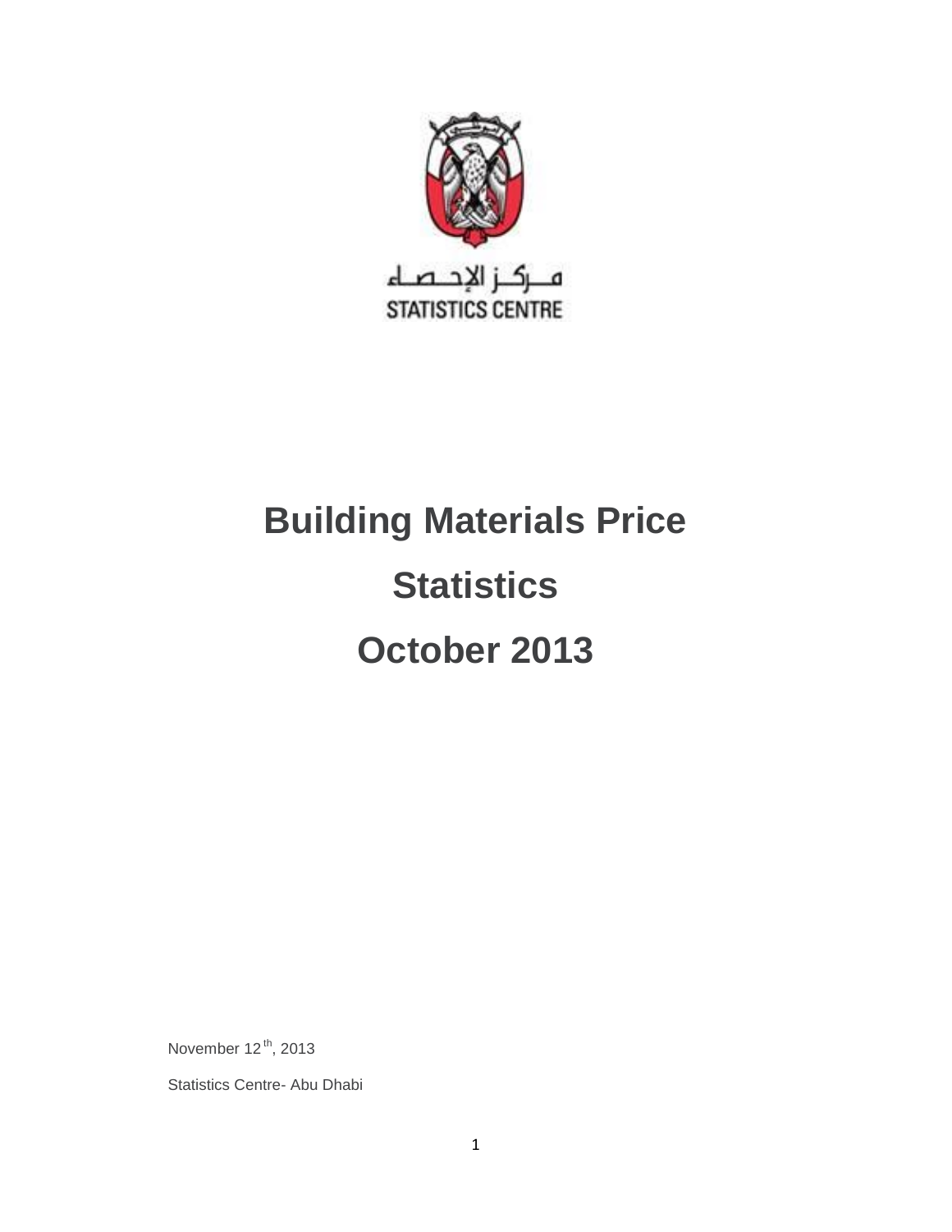مــركــز الإحــصــاء

STATISTICS CENTRE

# Building Materials Price Statistics

# October 2013

November 12th, 2013

Statistics Centre- Abu Dhabi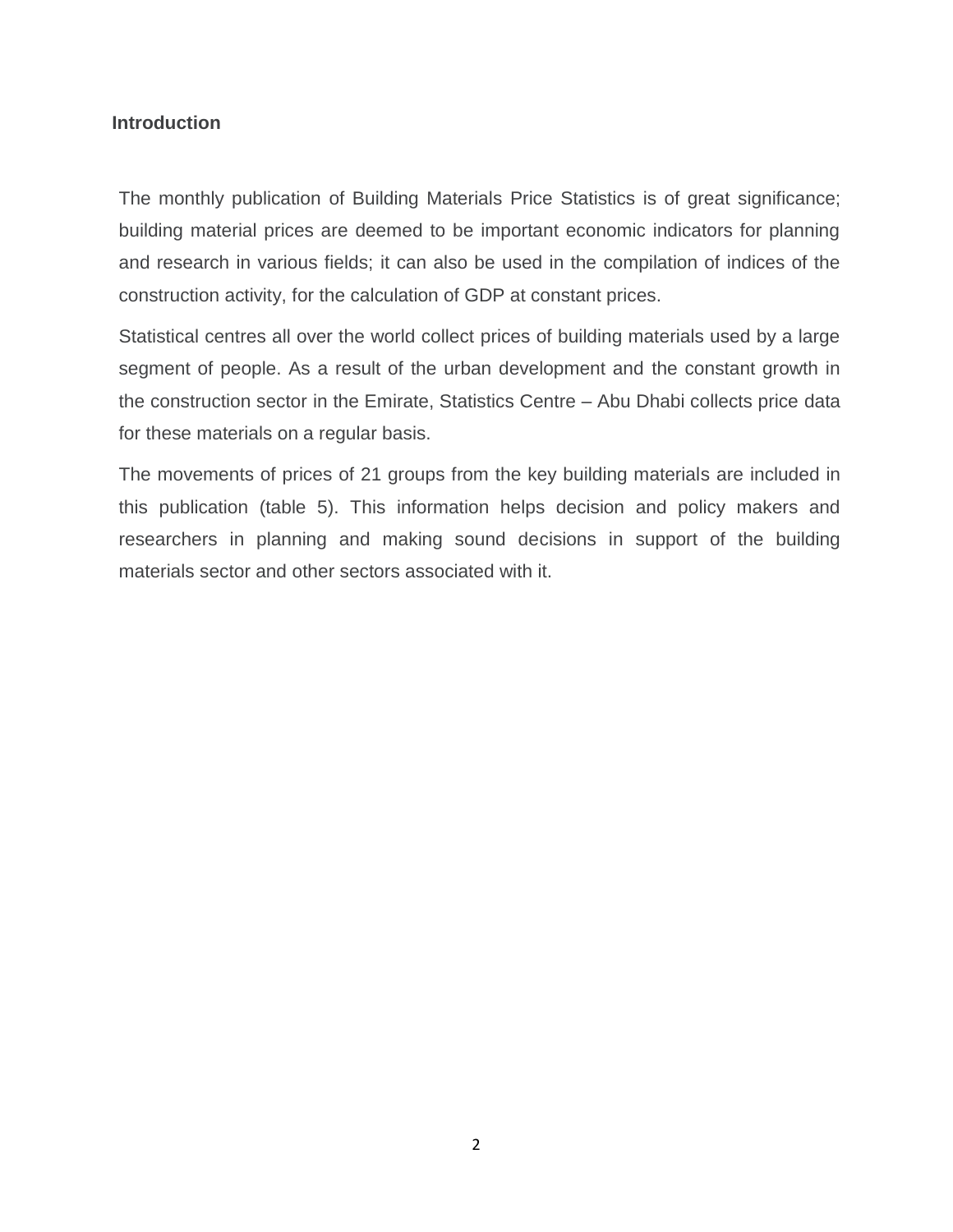## Introduction

The monthly publication of Building Materials Price Statistics is of great significance; building material prices are deemed to be important economic indicators for planning and research in various fields; it can also be used in the compilation of indices of the construction activity, for the calculation of GDP at constant prices.

Statistical centres all over the world collect prices of building materials used by a large segment of people. As a result of the urban development and the constant growth in the construction sector in the Emirate, Statistics Centre – Abu Dhabi collects price data for these materials on a regular basis.

The movements of prices of 21 groups from the key building materials are included in this publication (table 5). This information helps decision and policy makers and researchers in planning and making sound decisions in support of the building materials sector and other sectors associated with it.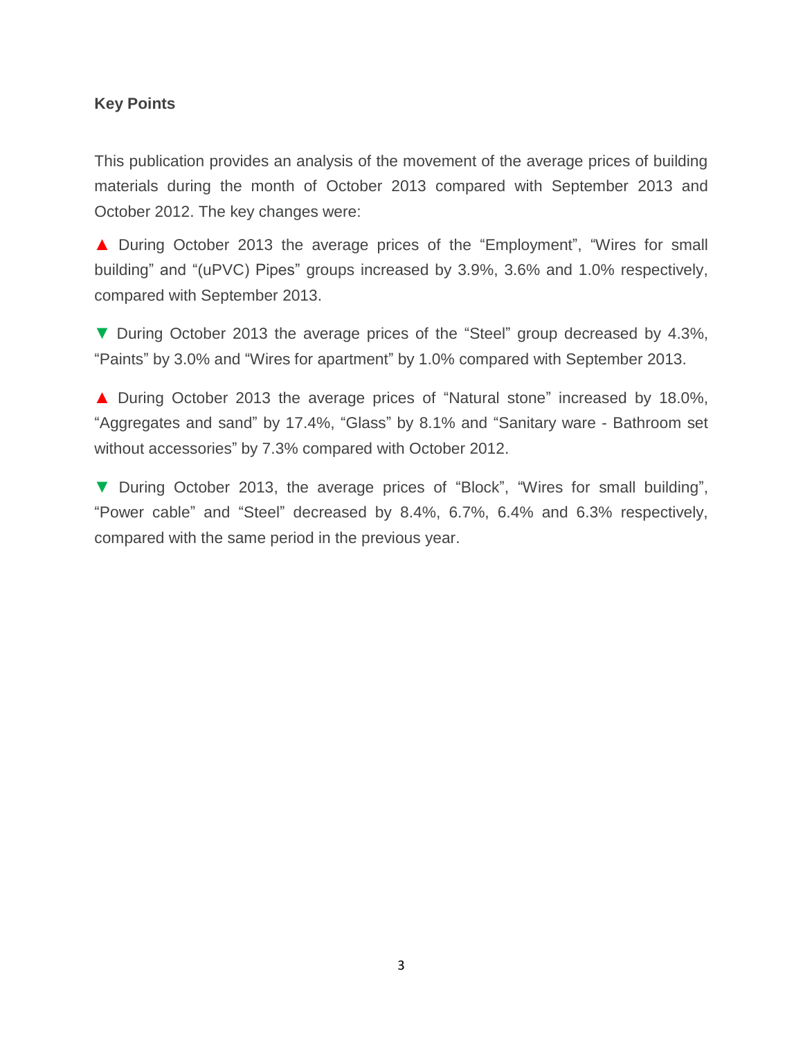**Key Points**

This publication provides an analysis of the movement of the average prices of building materials during the month of October 2013 compared with September 2013 and October 2012. The key changes were:

▲ During October 2013 the average prices of the "Employment", "Wires for small building" and "(uPVC) Pipes" groups increased by 3.9%, 3.6% and 1.0% respectively, compared with September 2013.

▼ During October 2013 the average prices of the "Steel" group decreased by 4.3%, "Paints" by 3.0% and "Wires for apartment" by 1.0% compared with September 2013.

▲ During October 2013 the average prices of "Natural stone" increased by 18.0%, "Aggregates and sand" by 17.4%, "Glass" by 8.1% and "Sanitary ware - Bathroom set without accessories" by 7.3% compared with October 2012.

▼ During October 2013, the average prices of "Block", "Wires for small building", "Power cable" and "Steel" decreased by 8.4%, 6.7%, 6.4% and 6.3% respectively, compared with the same period in the previous year.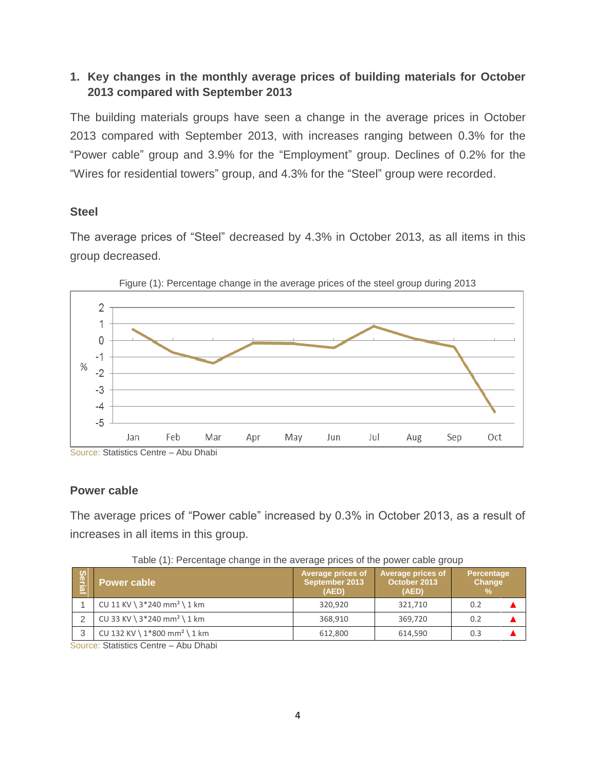## 1. Key changes in the monthly average prices of building materials for October 2013 compared with September 2013

The building materials groups have seen a change in the average prices in October 2013 compared with September 2013, with increases ranging between 0.3% for the "Power cable" group and 3.9% for the "Employment" group. Declines of 0.2% for the "Wires for residential towers" group, and 4.3% for the "Steel" group were recorded.

### Steel

The average prices of "Steel" decreased by 4.3% in October 2013, as all items in this group decreased.

Figure (1): Percentage change in the average prices of the steel group during 2013

Source: Statistics Centre – Abu Dhabi

### Power cable

The average prices of "Power cable" increased by 0.3% in October 2013, as a result of increases in all items in this group.

Table (1): Percentage change in the average prices of the power cable group

| Serial | Power cable | Average prices of September 2013 (AED) | Average prices of October 2013 (AED) | Percentage Change % | |
|---|---|---|---|---|---|
| 1 | CU 11 KV \ 3*240 mm² \ 1 km | 320,920 | 321,710 | 0.2 | ▲ |
| 2 | CU 33 KV \ 3*240 mm² \ 1 km | 368,910 | 369,720 | 0.2 | ▲ |
| 3 | CU 132 KV \ 1*800 mm² \ 1 km | 612,800 | 614,590 | 0.3 | ▲ |

Source: Statistics Centre – Abu Dhabi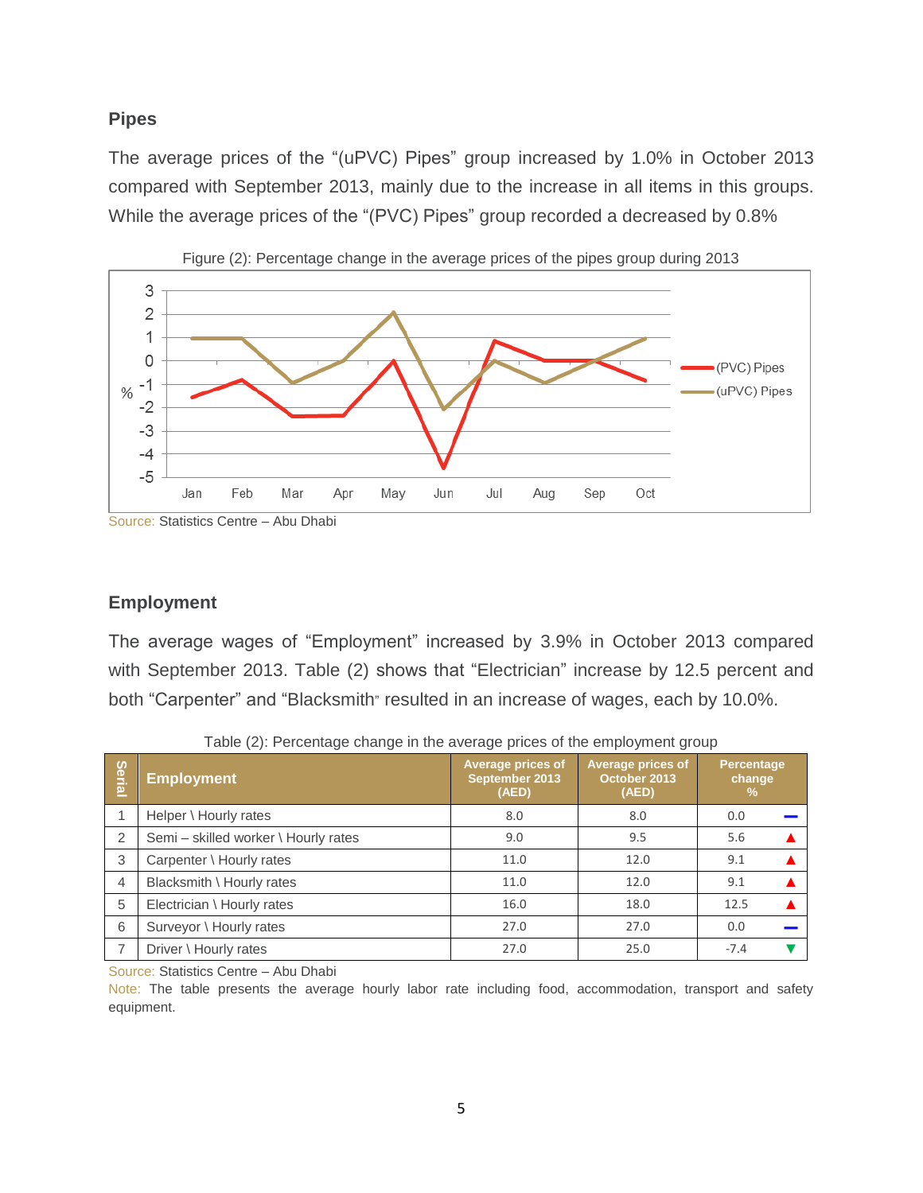## Pipes

The average prices of the "(uPVC) Pipes" group increased by 1.0% in October 2013 compared with September 2013, mainly due to the increase in all items in this groups. While the average prices of the "(PVC) Pipes" group recorded a decreased by 0.8%

Figure (2): Percentage change in the average prices of the pipes group during 2013

Source: Statistics Centre – Abu Dhabi

## Employment

The average wages of "Employment" increased by 3.9% in October 2013 compared with September 2013. Table (2) shows that "Electrician" increase by 12.5 percent and both "Carpenter" and "Blacksmith" resulted in an increase of wages, each by 10.0%.

Table (2): Percentage change in the average prices of the employment group

| Serial | Employment | Average prices of September 2013 (AED) | Average prices of October 2013 (AED) | Percentage change % |
|---|---|---|---|---|
| 1 | Helper \ Hourly rates | 8.0 | 8.0 | 0.0 |
| 2 | Semi – skilled worker \ Hourly rates | 9.0 | 9.5 | 5.6 ▲ |
| 3 | Carpenter \ Hourly rates | 11.0 | 12.0 | 9.1 ▲ |
| 4 | Blacksmith \ Hourly rates | 11.0 | 12.0 | 9.1 ▲ |
| 5 | Electrician \ Hourly rates | 16.0 | 18.0 | 12.5 ▲ |
| 6 | Surveyor \ Hourly rates | 27.0 | 27.0 | 0.0 |
| 7 | Driver \ Hourly rates | 27.0 | 25.0 | -7.4 ▼ |

Source: Statistics Centre – Abu Dhabi

Note: The table presents the average hourly labor rate including food, accommodation, transport and safety equipment.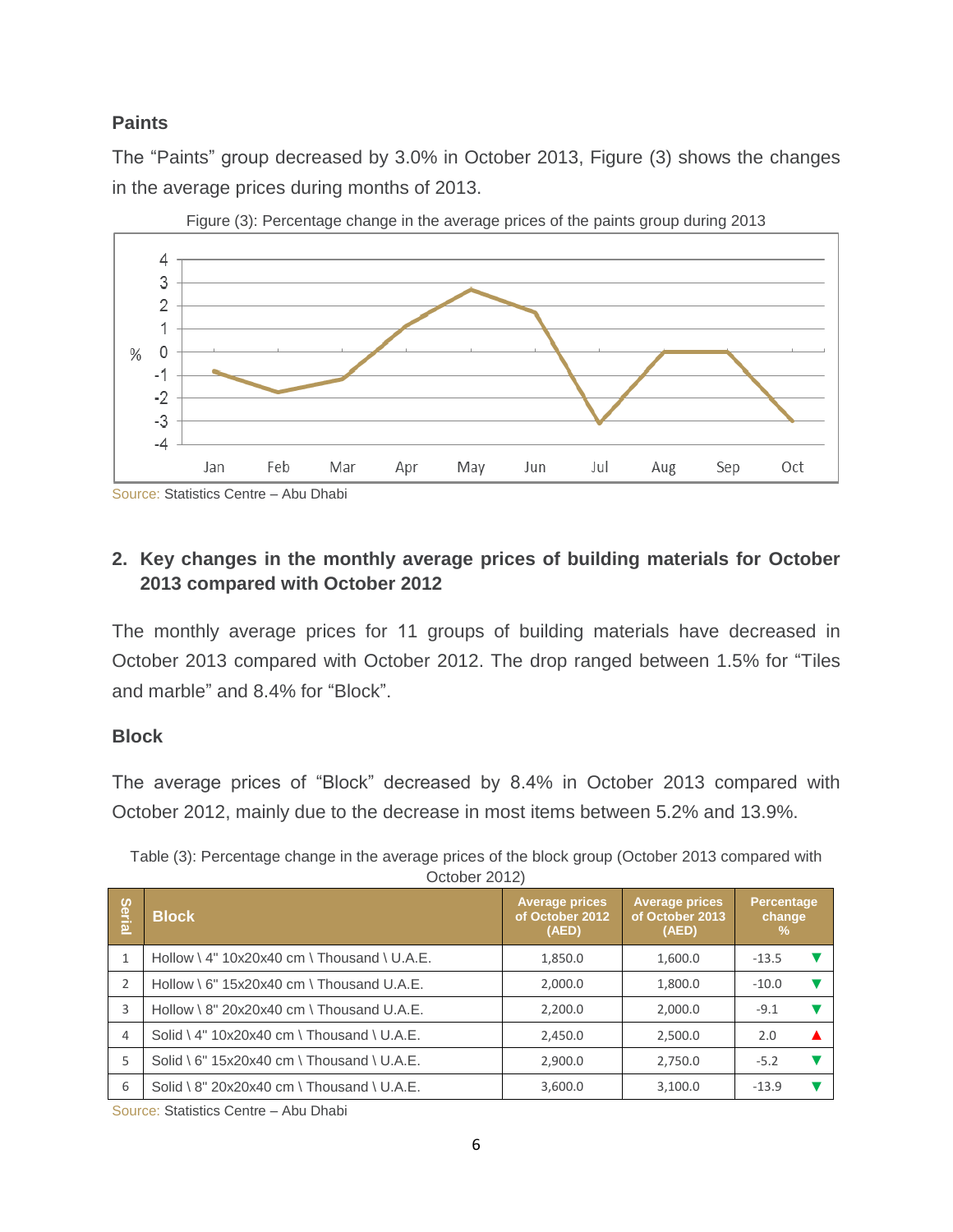### Paints

The "Paints" group decreased by 3.0% in October 2013, Figure (3) shows the changes in the average prices during months of 2013.

Figure (3): Percentage change in the average prices of the paints group during 2013

Source: Statistics Centre – Abu Dhabi

## 2. Key changes in the monthly average prices of building materials for October 2013 compared with October 2012

The monthly average prices for 11 groups of building materials have decreased in October 2013 compared with October 2012. The drop ranged between 1.5% for "Tiles and marble" and 8.4% for "Block".

### Block

The average prices of "Block" decreased by 8.4% in October 2013 compared with October 2012, mainly due to the decrease in most items between 5.2% and 13.9%.

Table (3): Percentage change in the average prices of the block group (October 2013 compared with October 2012)

| Serial | Block | Average prices of October 2012 (AED) | Average prices of October 2013 (AED) | Percentage change % |
|---|---|---|---|---|
| 1 | Hollow \ 4" 10x20x40 cm \ Thousand \ U.A.E. | 1,850.0 | 1,600.0 | -13.5 ▼ |
| 2 | Hollow \ 6" 15x20x40 cm \ Thousand U.A.E. | 2,000.0 | 1,800.0 | -10.0 ▼ |
| 3 | Hollow \ 8" 20x20x40 cm \ Thousand U.A.E. | 2,200.0 | 2,000.0 | -9.1 ▼ |
| 4 | Solid \ 4" 10x20x40 cm \ Thousand \ U.A.E. | 2,450.0 | 2,500.0 | 2.0 ▲ |
| 5 | Solid \ 6" 15x20x40 cm \ Thousand \ U.A.E. | 2,900.0 | 2,750.0 | -5.2 ▼ |
| 6 | Solid \ 8" 20x20x40 cm \ Thousand \ U.A.E. | 3,600.0 | 3,100.0 | -13.9 ▼ |

Source: Statistics Centre – Abu Dhabi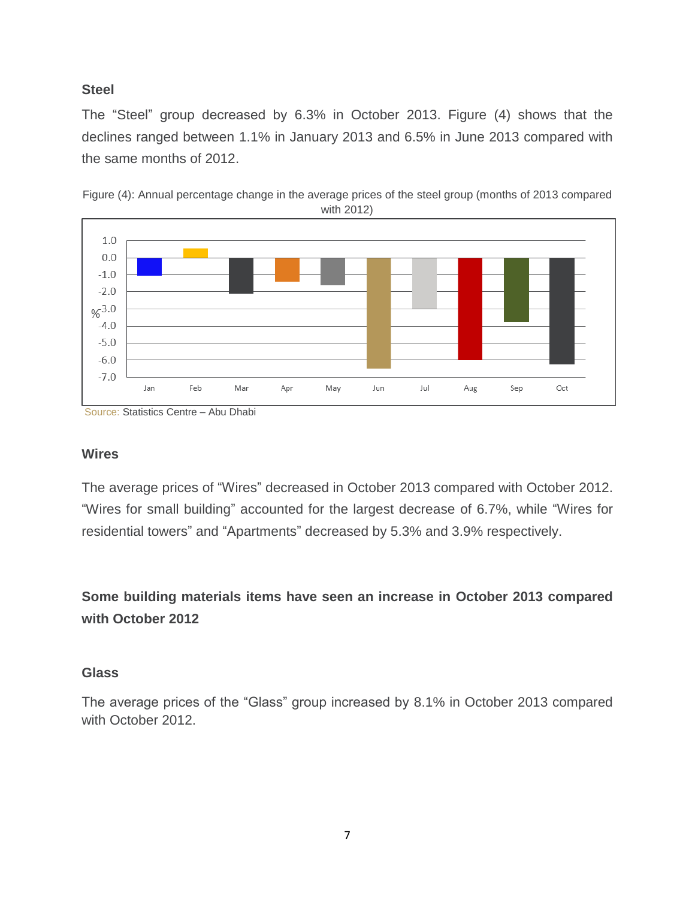### Steel

The "Steel" group decreased by 6.3% in October 2013. Figure (4) shows that the declines ranged between 1.1% in January 2013 and 6.5% in June 2013 compared with the same months of 2012.

Figure (4): Annual percentage change in the average prices of the steel group (months of 2013 compared with 2012)

Source: Statistics Centre – Abu Dhabi

### Wires

The average prices of "Wires" decreased in October 2013 compared with October 2012. "Wires for small building" accounted for the largest decrease of 6.7%, while "Wires for residential towers" and "Apartments" decreased by 5.3% and 3.9% respectively.

## Some building materials items have seen an increase in October 2013 compared with October 2012

### Glass

The average prices of the "Glass" group increased by 8.1% in October 2013 compared with October 2012.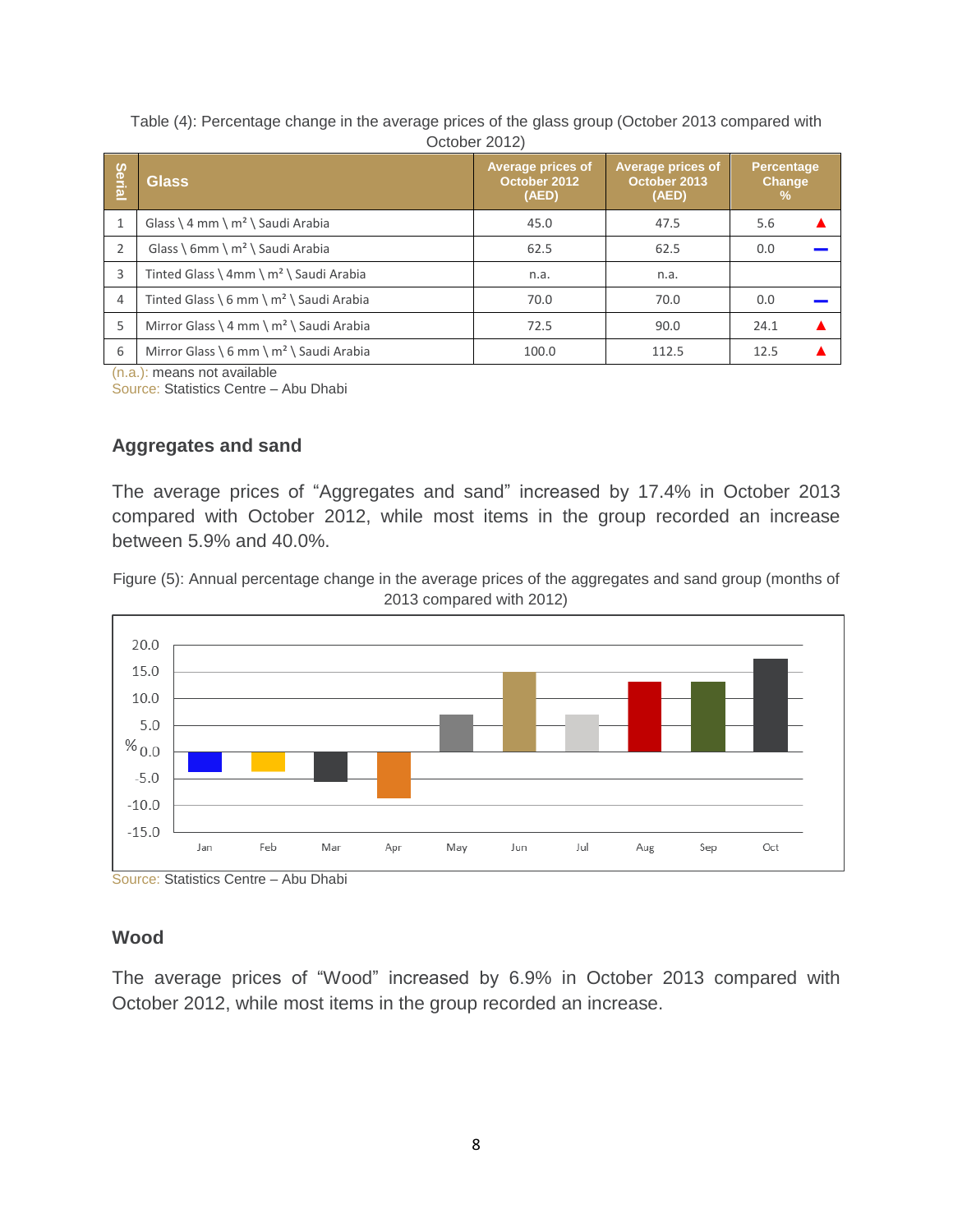Table (4): Percentage change in the average prices of the glass group (October 2013 compared with October 2012)

| Serial | Glass | Average prices of October 2012 (AED) | Average prices of October 2013 (AED) | Percentage Change % |
|---|---|---|---|---|
| 1 | Glass \ 4 mm \ m² \ Saudi Arabia | 45.0 | 47.5 | 5.6 ▲ |
| 2 | Glass \ 6mm \ m² \ Saudi Arabia | 62.5 | 62.5 | 0.0 ▬ |
| 3 | Tinted Glass \ 4mm \ m² \ Saudi Arabia | n.a. | n.a. | |
| 4 | Tinted Glass \ 6 mm \ m² \ Saudi Arabia | 70.0 | 70.0 | 0.0 ▬ |
| 5 | Mirror Glass \ 4 mm \ m² \ Saudi Arabia | 72.5 | 90.0 | 24.1 ▲ |
| 6 | Mirror Glass \ 6 mm \ m² \ Saudi Arabia | 100.0 | 112.5 | 12.5 ▲ |

(n.a.): means not available

Source: Statistics Centre – Abu Dhabi

### Aggregates and sand

The average prices of "Aggregates and sand" increased by 17.4% in October 2013 compared with October 2012, while most items in the group recorded an increase between 5.9% and 40.0%.

Figure (5): Annual percentage change in the average prices of the aggregates and sand group (months of 2013 compared with 2012)

Source: Statistics Centre – Abu Dhabi

### Wood

The average prices of "Wood" increased by 6.9% in October 2013 compared with October 2012, while most items in the group recorded an increase.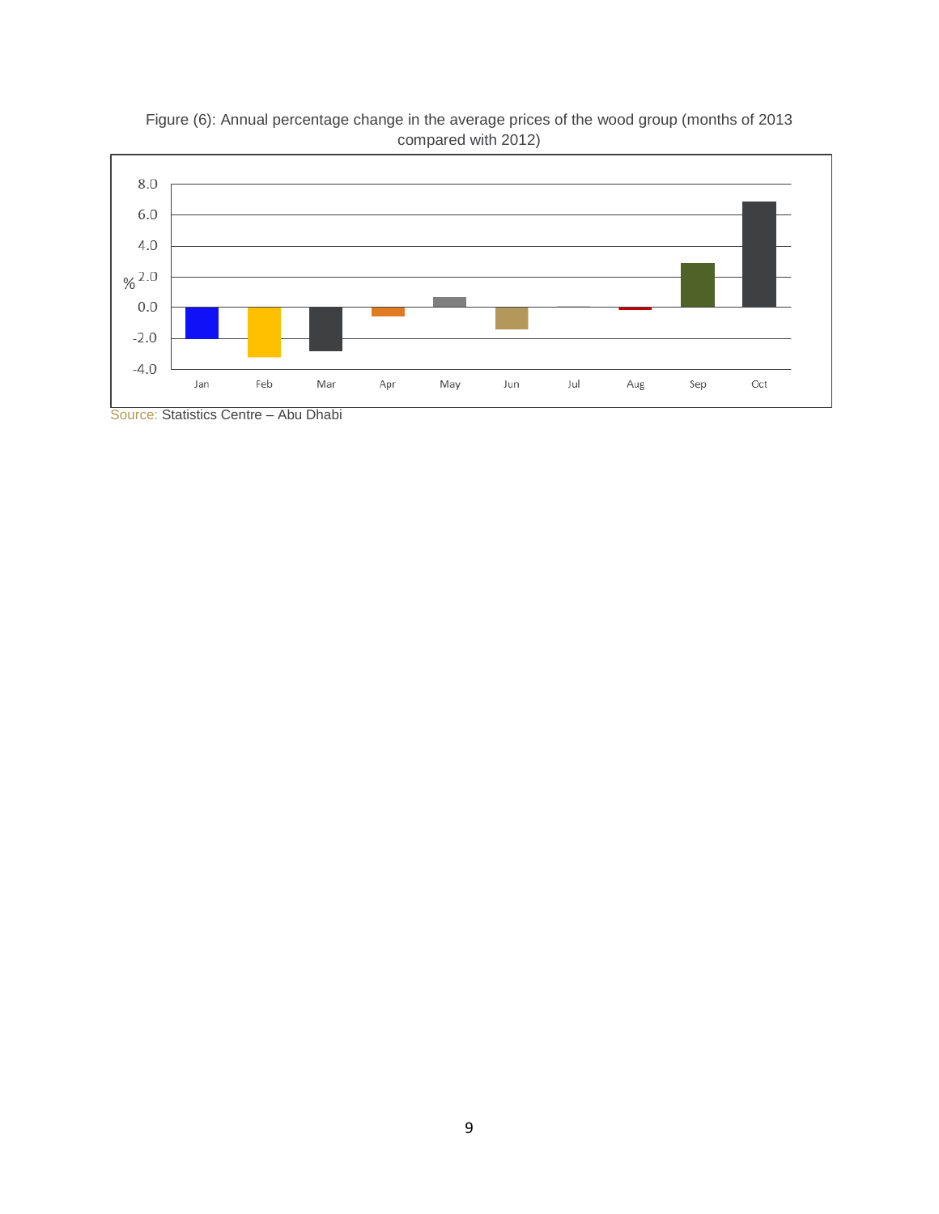Figure (6): Annual percentage change in the average prices of the wood group (months of 2013 compared with 2012)

Source: Statistics Centre – Abu Dhabi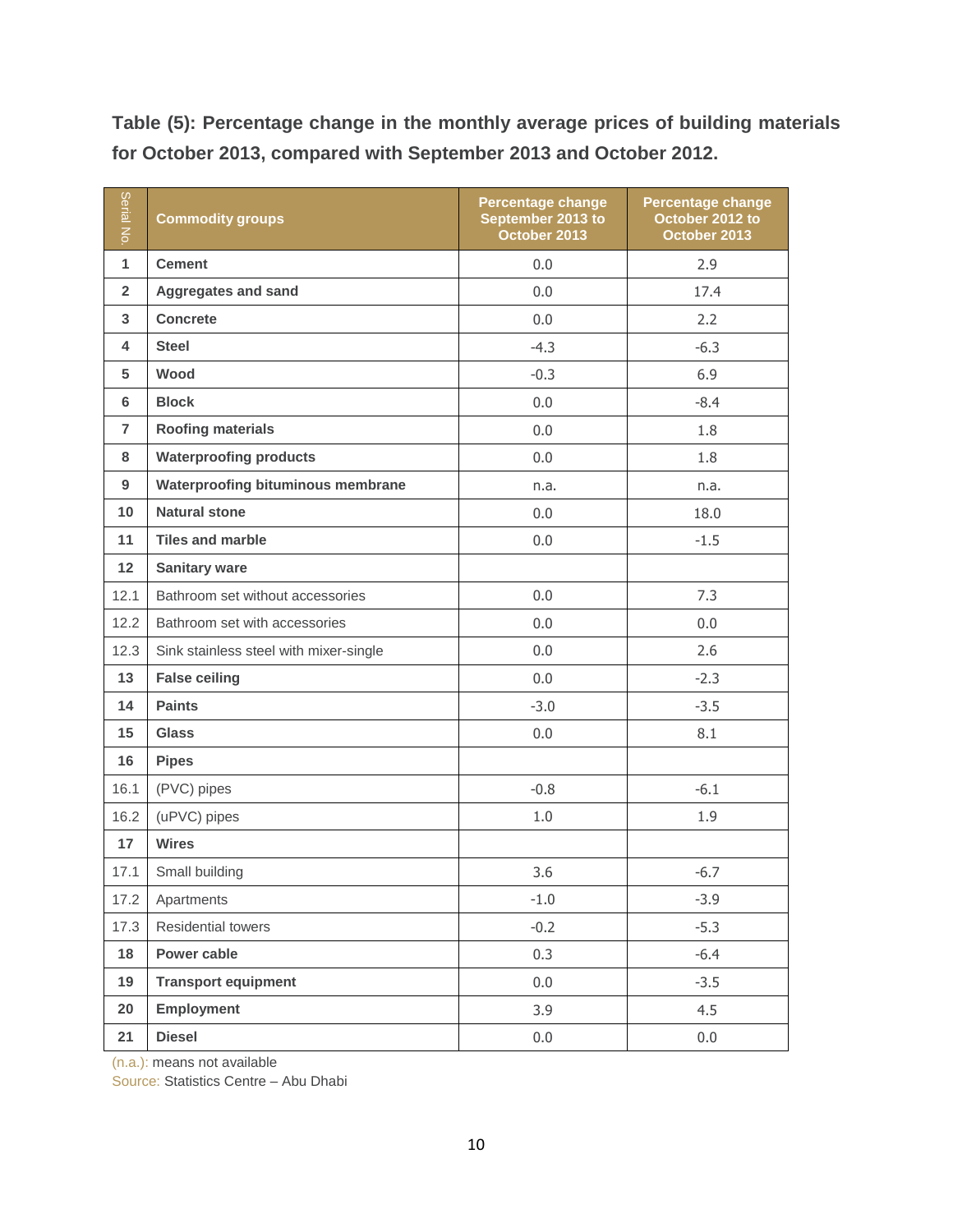**Table (5): Percentage change in the monthly average prices of building materials for October 2013, compared with September 2013 and October 2012.**

| Serial No. | Commodity groups | Percentage change September 2013 to October 2013 | Percentage change October 2012 to October 2013 |
|---|---|---|---|
| **1** | **Cement** | 0.0 | 2.9 |
| **2** | **Aggregates and sand** | 0.0 | 17.4 |
| **3** | **Concrete** | 0.0 | 2.2 |
| **4** | **Steel** | -4.3 | -6.3 |
| **5** | **Wood** | -0.3 | 6.9 |
| **6** | **Block** | 0.0 | -8.4 |
| **7** | **Roofing materials** | 0.0 | 1.8 |
| **8** | **Waterproofing products** | 0.0 | 1.8 |
| **9** | **Waterproofing bituminous membrane** | n.a. | n.a. |
| **10** | **Natural stone** | 0.0 | 18.0 |
| **11** | **Tiles and marble** | 0.0 | -1.5 |
| **12** | **Sanitary ware** | | |
| 12.1 | Bathroom set without accessories | 0.0 | 7.3 |
| 12.2 | Bathroom set with accessories | 0.0 | 0.0 |
| 12.3 | Sink stainless steel with mixer-single | 0.0 | 2.6 |
| **13** | **False ceiling** | 0.0 | -2.3 |
| **14** | **Paints** | -3.0 | -3.5 |
| **15** | **Glass** | 0.0 | 8.1 |
| **16** | **Pipes** | | |
| 16.1 | (PVC) pipes | -0.8 | -6.1 |
| 16.2 | (uPVC) pipes | 1.0 | 1.9 |
| **17** | **Wires** | | |
| 17.1 | Small building | 3.6 | -6.7 |
| 17.2 | Apartments | -1.0 | -3.9 |
| 17.3 | Residential towers | -0.2 | -5.3 |
| **18** | **Power cable** | 0.3 | -6.4 |
| **19** | **Transport equipment** | 0.0 | -3.5 |
| **20** | **Employment** | 3.9 | 4.5 |
| **21** | **Diesel** | 0.0 | 0.0 |

(n.a.): means not available

Source: Statistics Centre – Abu Dhabi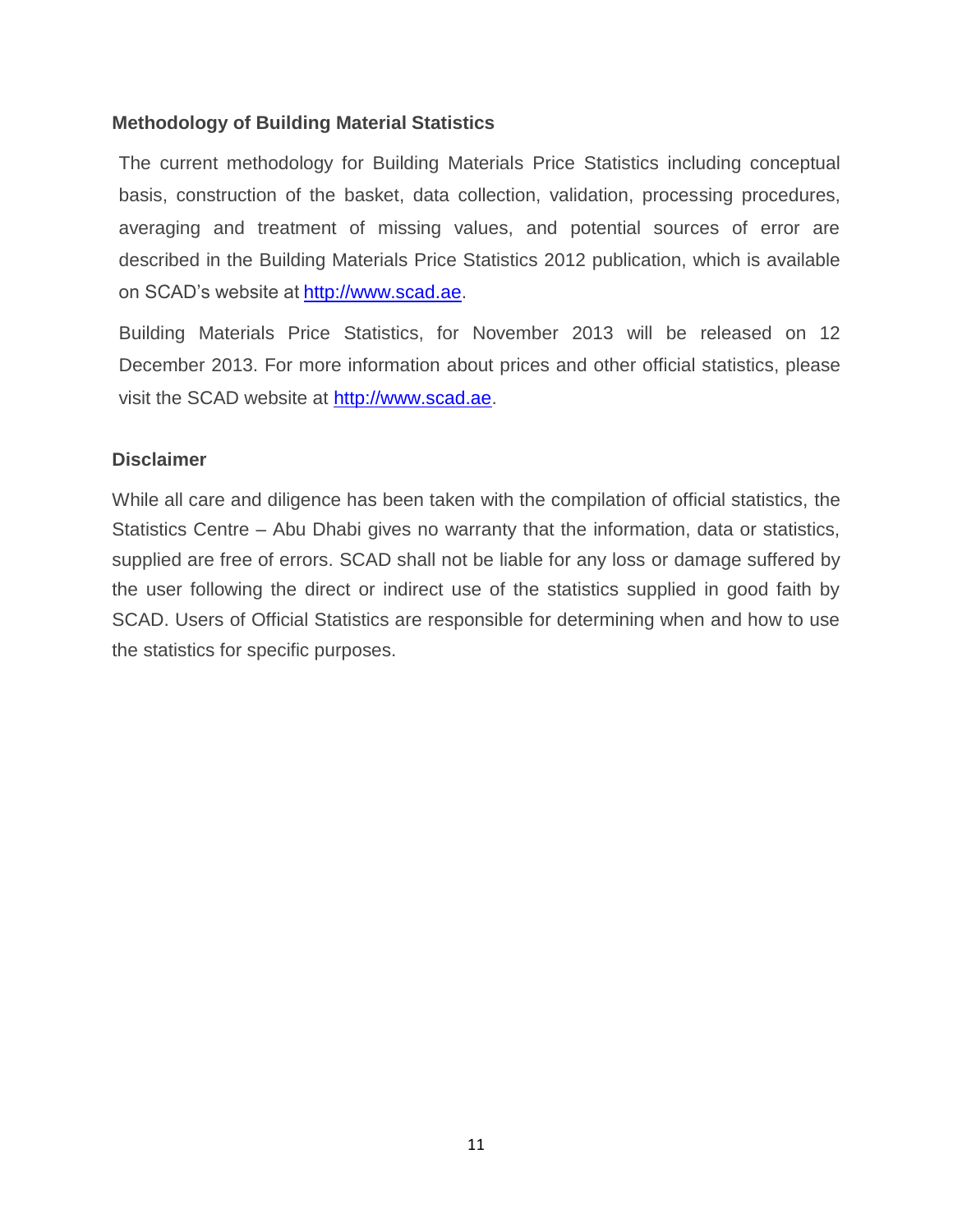### Methodology of Building Material Statistics

The current methodology for Building Materials Price Statistics including conceptual basis, construction of the basket, data collection, validation, processing procedures, averaging and treatment of missing values, and potential sources of error are described in the Building Materials Price Statistics 2012 publication, which is available on SCAD's website at http://www.scad.ae.

Building Materials Price Statistics, for November 2013 will be released on 12 December 2013. For more information about prices and other official statistics, please visit the SCAD website at http://www.scad.ae.

### Disclaimer

While all care and diligence has been taken with the compilation of official statistics, the Statistics Centre – Abu Dhabi gives no warranty that the information, data or statistics, supplied are free of errors. SCAD shall not be liable for any loss or damage suffered by the user following the direct or indirect use of the statistics supplied in good faith by SCAD. Users of Official Statistics are responsible for determining when and how to use the statistics for specific purposes.